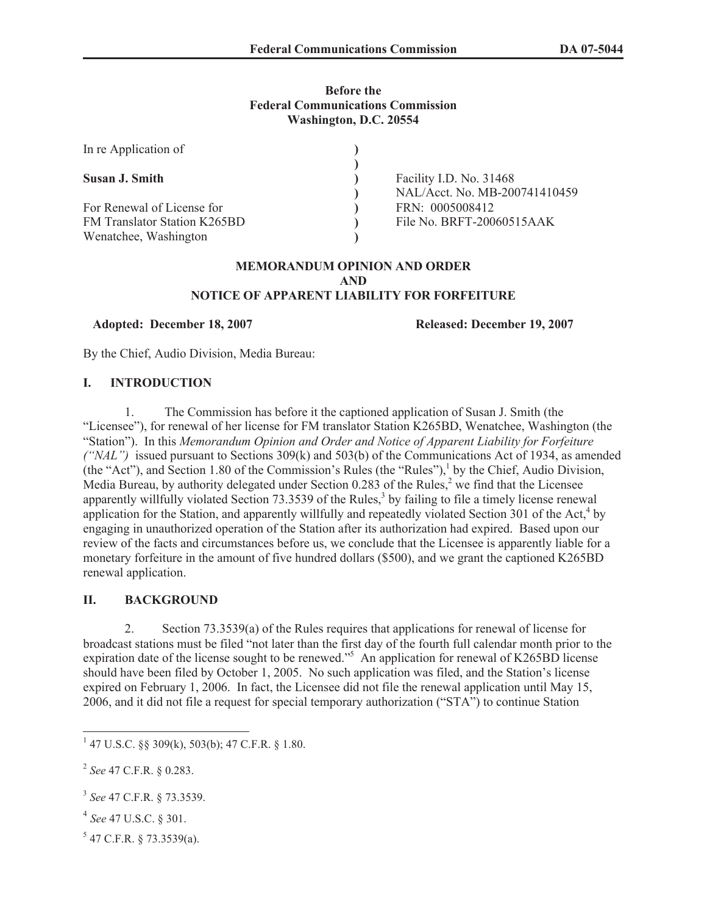**Before the**
**Federal Communications Commission**
**Washington, D.C. 20554**

| | | |
|---|---|---|
| In re Application of | ) | |
| | ) | |
| **Susan J. Smith** | ) | Facility I.D. No. 31468 |
| | ) | NAL/Acct. No. MB-200741410459 |
| For Renewal of License for | ) | FRN: 0005008412 |
| FM Translator Station K265BD | ) | File No. BRFT-20060515AAK |
| Wenatchee, Washington | ) | |

**MEMORANDUM OPINION AND ORDER**
**AND**
**NOTICE OF APPARENT LIABILITY FOR FORFEITURE**

**Adopted: December 18, 2007** **Released: December 19, 2007**

By the Chief, Audio Division, Media Bureau:

## I. INTRODUCTION

1. The Commission has before it the captioned application of Susan J. Smith (the "Licensee"), for renewal of her license for FM translator Station K265BD, Wenatchee, Washington (the "Station"). In this *Memorandum Opinion and Order and Notice of Apparent Liability for Forfeiture ("NAL")* issued pursuant to Sections 309(k) and 503(b) of the Communications Act of 1934, as amended (the "Act"), and Section 1.80 of the Commission's Rules (the "Rules"),[1] by the Chief, Audio Division, Media Bureau, by authority delegated under Section 0.283 of the Rules,[2] we find that the Licensee apparently willfully violated Section 73.3539 of the Rules,[3] by failing to file a timely license renewal application for the Station, and apparently willfully and repeatedly violated Section 301 of the Act,[4] by engaging in unauthorized operation of the Station after its authorization had expired. Based upon our review of the facts and circumstances before us, we conclude that the Licensee is apparently liable for a monetary forfeiture in the amount of five hundred dollars ($500), and we grant the captioned K265BD renewal application.

## II. BACKGROUND

2. Section 73.3539(a) of the Rules requires that applications for renewal of license for broadcast stations must be filed "not later than the first day of the fourth full calendar month prior to the expiration date of the license sought to be renewed."[5] An application for renewal of K265BD license should have been filed by October 1, 2005. No such application was filed, and the Station's license expired on February 1, 2006. In fact, the Licensee did not file the renewal application until May 15, 2006, and it did not file a request for special temporary authorization ("STA") to continue Station

---

[1] 47 U.S.C. §§ 309(k), 503(b); 47 C.F.R. § 1.80.

[2] *See* 47 C.F.R. § 0.283.

[3] *See* 47 C.F.R. § 73.3539.

[4] *See* 47 U.S.C. § 301.

[5] 47 C.F.R. § 73.3539(a).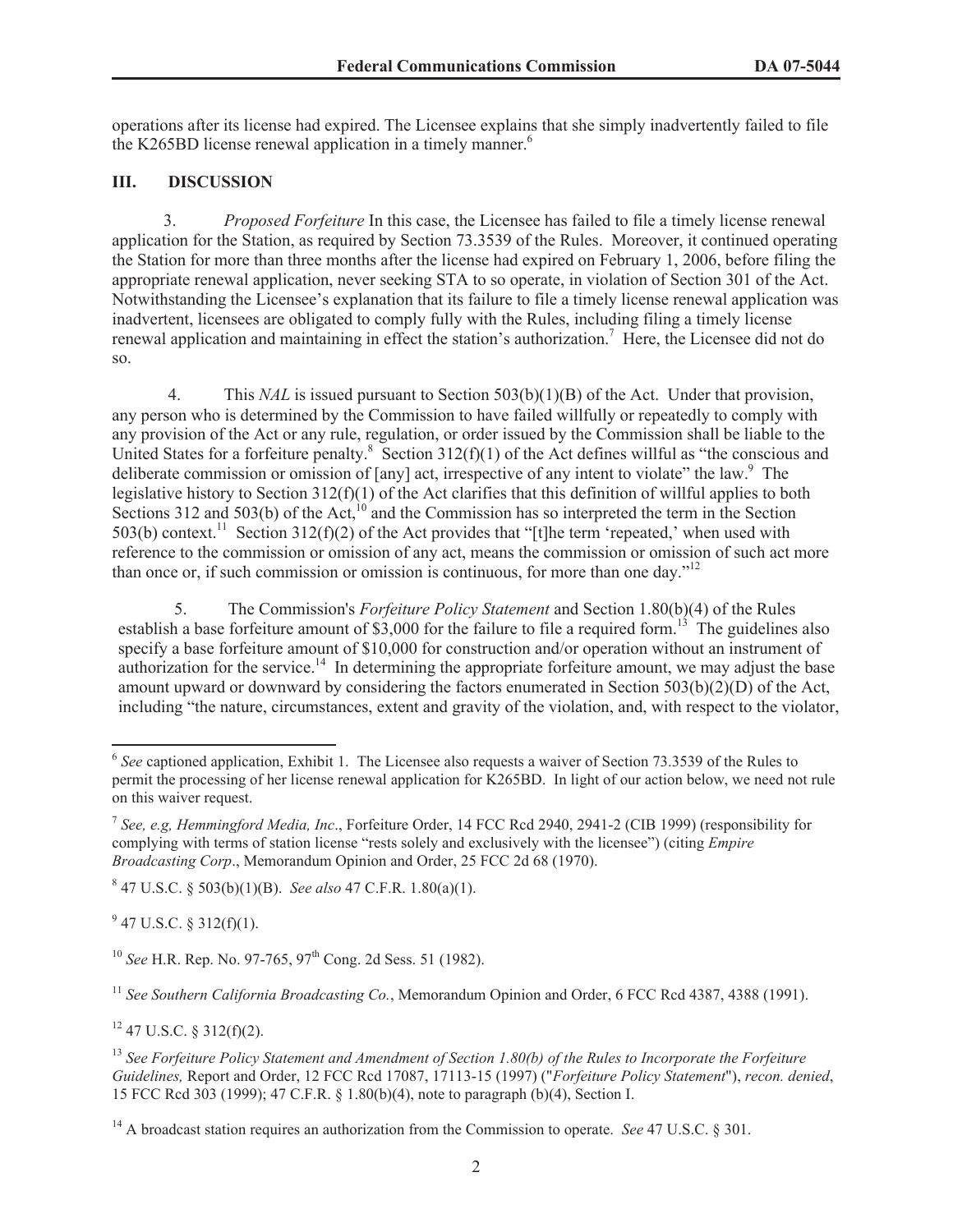operations after its license had expired. The Licensee explains that she simply inadvertently failed to file the K265BD license renewal application in a timely manner.[6]

## III. DISCUSSION

3. *Proposed Forfeiture* In this case, the Licensee has failed to file a timely license renewal application for the Station, as required by Section 73.3539 of the Rules. Moreover, it continued operating the Station for more than three months after the license had expired on February 1, 2006, before filing the appropriate renewal application, never seeking STA to so operate, in violation of Section 301 of the Act. Notwithstanding the Licensee's explanation that its failure to file a timely license renewal application was inadvertent, licensees are obligated to comply fully with the Rules, including filing a timely license renewal application and maintaining in effect the station's authorization.[7] Here, the Licensee did not do so.

4. This *NAL* is issued pursuant to Section 503(b)(1)(B) of the Act. Under that provision, any person who is determined by the Commission to have failed willfully or repeatedly to comply with any provision of the Act or any rule, regulation, or order issued by the Commission shall be liable to the United States for a forfeiture penalty.[8] Section 312(f)(1) of the Act defines willful as "the conscious and deliberate commission or omission of [any] act, irrespective of any intent to violate" the law.[9] The legislative history to Section 312(f)(1) of the Act clarifies that this definition of willful applies to both Sections 312 and 503(b) of the Act,[10] and the Commission has so interpreted the term in the Section 503(b) context.[11] Section 312(f)(2) of the Act provides that "[t]he term 'repeated,' when used with reference to the commission or omission of any act, means the commission or omission of such act more than once or, if such commission or omission is continuous, for more than one day."[12]

5. The Commission's *Forfeiture Policy Statement* and Section 1.80(b)(4) of the Rules establish a base forfeiture amount of $3,000 for the failure to file a required form.[13] The guidelines also specify a base forfeiture amount of $10,000 for construction and/or operation without an instrument of authorization for the service.[14] In determining the appropriate forfeiture amount, we may adjust the base amount upward or downward by considering the factors enumerated in Section 503(b)(2)(D) of the Act, including "the nature, circumstances, extent and gravity of the violation, and, with respect to the violator,

---

[6] *See* captioned application, Exhibit 1. The Licensee also requests a waiver of Section 73.3539 of the Rules to permit the processing of her license renewal application for K265BD. In light of our action below, we need not rule on this waiver request.

[7] *See, e.g, Hemmingford Media, Inc*., Forfeiture Order, 14 FCC Rcd 2940, 2941-2 (CIB 1999) (responsibility for complying with terms of station license "rests solely and exclusively with the licensee") (citing *Empire Broadcasting Corp*., Memorandum Opinion and Order, 25 FCC 2d 68 (1970).

[8] 47 U.S.C. § 503(b)(1)(B). *See also* 47 C.F.R. 1.80(a)(1).

[9] 47 U.S.C. § 312(f)(1).

[10] *See* H.R. Rep. No. 97-765, 97th Cong. 2d Sess. 51 (1982).

[11] *See Southern California Broadcasting Co.*, Memorandum Opinion and Order, 6 FCC Rcd 4387, 4388 (1991).

[12] 47 U.S.C. § 312(f)(2).

[13] *See Forfeiture Policy Statement and Amendment of Section 1.80(b) of the Rules to Incorporate the Forfeiture Guidelines,* Report and Order, 12 FCC Rcd 17087, 17113-15 (1997) ("*Forfeiture Policy Statement*"), *recon. denied*, 15 FCC Rcd 303 (1999); 47 C.F.R. § 1.80(b)(4), note to paragraph (b)(4), Section I.

[14] A broadcast station requires an authorization from the Commission to operate. *See* 47 U.S.C. § 301.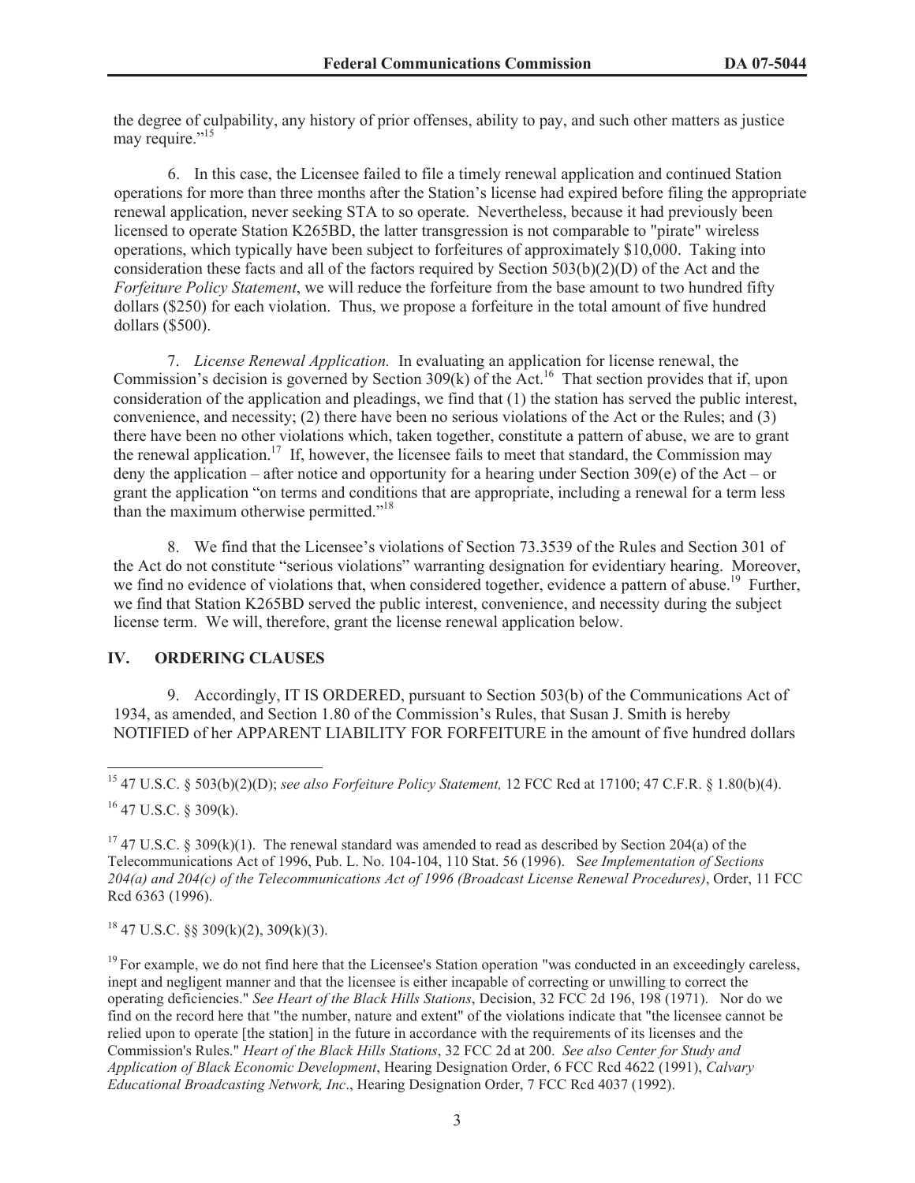the degree of culpability, any history of prior offenses, ability to pay, and such other matters as justice may require."[15]

6. In this case, the Licensee failed to file a timely renewal application and continued Station operations for more than three months after the Station's license had expired before filing the appropriate renewal application, never seeking STA to so operate. Nevertheless, because it had previously been licensed to operate Station K265BD, the latter transgression is not comparable to "pirate" wireless operations, which typically have been subject to forfeitures of approximately $10,000. Taking into consideration these facts and all of the factors required by Section 503(b)(2)(D) of the Act and the *Forfeiture Policy Statement*, we will reduce the forfeiture from the base amount to two hundred fifty dollars ($250) for each violation. Thus, we propose a forfeiture in the total amount of five hundred dollars ($500).

7. *License Renewal Application.* In evaluating an application for license renewal, the Commission's decision is governed by Section 309(k) of the Act.[16] That section provides that if, upon consideration of the application and pleadings, we find that (1) the station has served the public interest, convenience, and necessity; (2) there have been no serious violations of the Act or the Rules; and (3) there have been no other violations which, taken together, constitute a pattern of abuse, we are to grant the renewal application.[17] If, however, the licensee fails to meet that standard, the Commission may deny the application – after notice and opportunity for a hearing under Section 309(e) of the Act – or grant the application "on terms and conditions that are appropriate, including a renewal for a term less than the maximum otherwise permitted."[18]

8. We find that the Licensee's violations of Section 73.3539 of the Rules and Section 301 of the Act do not constitute "serious violations" warranting designation for evidentiary hearing. Moreover, we find no evidence of violations that, when considered together, evidence a pattern of abuse.[19] Further, we find that Station K265BD served the public interest, convenience, and necessity during the subject license term. We will, therefore, grant the license renewal application below.

## IV. ORDERING CLAUSES

9. Accordingly, IT IS ORDERED, pursuant to Section 503(b) of the Communications Act of 1934, as amended, and Section 1.80 of the Commission's Rules, that Susan J. Smith is hereby NOTIFIED of her APPARENT LIABILITY FOR FORFEITURE in the amount of five hundred dollars

---

[15] 47 U.S.C. § 503(b)(2)(D); *see also Forfeiture Policy Statement,* 12 FCC Rcd at 17100; 47 C.F.R. § 1.80(b)(4).

[16] 47 U.S.C. § 309(k).

[17] 47 U.S.C. § 309(k)(1). The renewal standard was amended to read as described by Section 204(a) of the Telecommunications Act of 1996, Pub. L. No. 104-104, 110 Stat. 56 (1996). S*ee Implementation of Sections 204(a) and 204(c) of the Telecommunications Act of 1996 (Broadcast License Renewal Procedures)*, Order, 11 FCC Rcd 6363 (1996).

[18] 47 U.S.C. §§ 309(k)(2), 309(k)(3).

[19] For example, we do not find here that the Licensee's Station operation "was conducted in an exceedingly careless, inept and negligent manner and that the licensee is either incapable of correcting or unwilling to correct the operating deficiencies." *See Heart of the Black Hills Stations*, Decision, 32 FCC 2d 196, 198 (1971). Nor do we find on the record here that "the number, nature and extent" of the violations indicate that "the licensee cannot be relied upon to operate [the station] in the future in accordance with the requirements of its licenses and the Commission's Rules." *Heart of the Black Hills Stations*, 32 FCC 2d at 200. *See also Center for Study and Application of Black Economic Development*, Hearing Designation Order, 6 FCC Rcd 4622 (1991), *Calvary Educational Broadcasting Network, Inc*., Hearing Designation Order, 7 FCC Rcd 4037 (1992).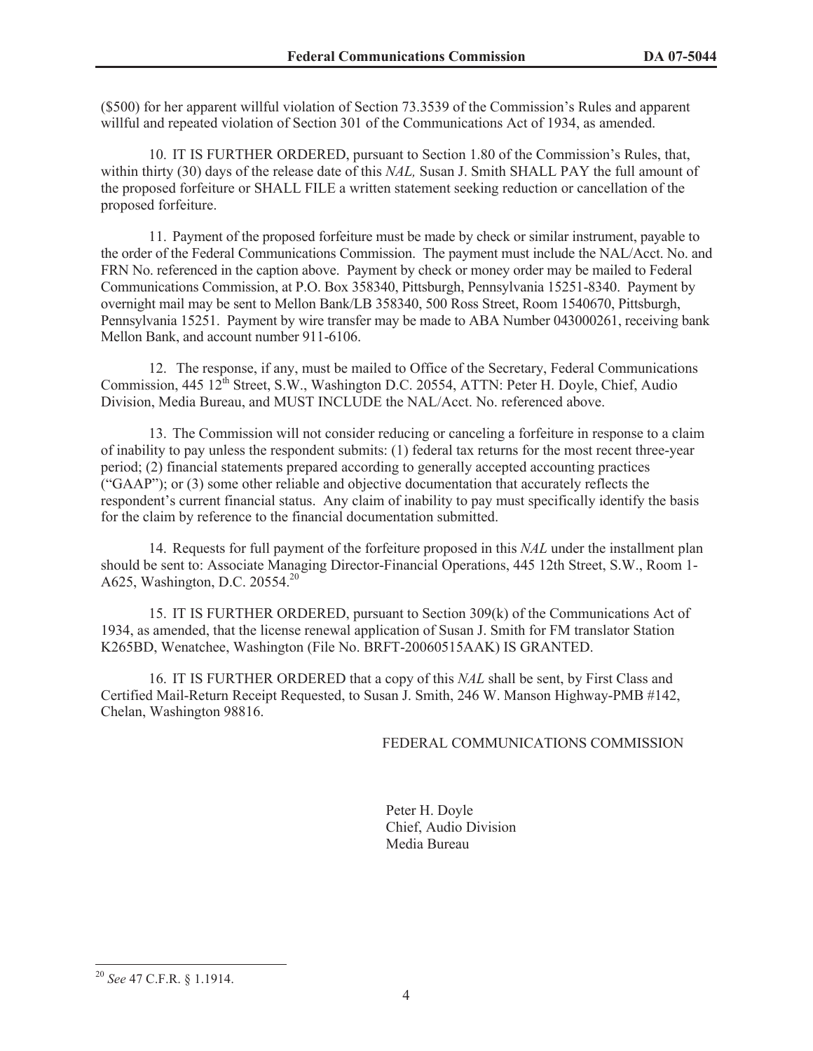($500) for her apparent willful violation of Section 73.3539 of the Commission's Rules and apparent willful and repeated violation of Section 301 of the Communications Act of 1934, as amended.

10. IT IS FURTHER ORDERED, pursuant to Section 1.80 of the Commission's Rules, that, within thirty (30) days of the release date of this *NAL,* Susan J. Smith SHALL PAY the full amount of the proposed forfeiture or SHALL FILE a written statement seeking reduction or cancellation of the proposed forfeiture.

11. Payment of the proposed forfeiture must be made by check or similar instrument, payable to the order of the Federal Communications Commission. The payment must include the NAL/Acct. No. and FRN No. referenced in the caption above. Payment by check or money order may be mailed to Federal Communications Commission, at P.O. Box 358340, Pittsburgh, Pennsylvania 15251-8340. Payment by overnight mail may be sent to Mellon Bank/LB 358340, 500 Ross Street, Room 1540670, Pittsburgh, Pennsylvania 15251. Payment by wire transfer may be made to ABA Number 043000261, receiving bank Mellon Bank, and account number 911-6106.

12. The response, if any, must be mailed to Office of the Secretary, Federal Communications Commission, 445 12th Street, S.W., Washington D.C. 20554, ATTN: Peter H. Doyle, Chief, Audio Division, Media Bureau, and MUST INCLUDE the NAL/Acct. No. referenced above.

13. The Commission will not consider reducing or canceling a forfeiture in response to a claim of inability to pay unless the respondent submits: (1) federal tax returns for the most recent three-year period; (2) financial statements prepared according to generally accepted accounting practices ("GAAP"); or (3) some other reliable and objective documentation that accurately reflects the respondent's current financial status. Any claim of inability to pay must specifically identify the basis for the claim by reference to the financial documentation submitted.

14. Requests for full payment of the forfeiture proposed in this *NAL* under the installment plan should be sent to: Associate Managing Director-Financial Operations, 445 12th Street, S.W., Room 1-A625, Washington, D.C. 20554.[20]

15. IT IS FURTHER ORDERED, pursuant to Section 309(k) of the Communications Act of 1934, as amended, that the license renewal application of Susan J. Smith for FM translator Station K265BD, Wenatchee, Washington (File No. BRFT-20060515AAK) IS GRANTED.

16. IT IS FURTHER ORDERED that a copy of this *NAL* shall be sent, by First Class and Certified Mail-Return Receipt Requested, to Susan J. Smith, 246 W. Manson Highway-PMB #142, Chelan, Washington 98816.

FEDERAL COMMUNICATIONS COMMISSION

Peter H. Doyle
Chief, Audio Division
Media Bureau

---

[20] *See* 47 C.F.R. § 1.1914.